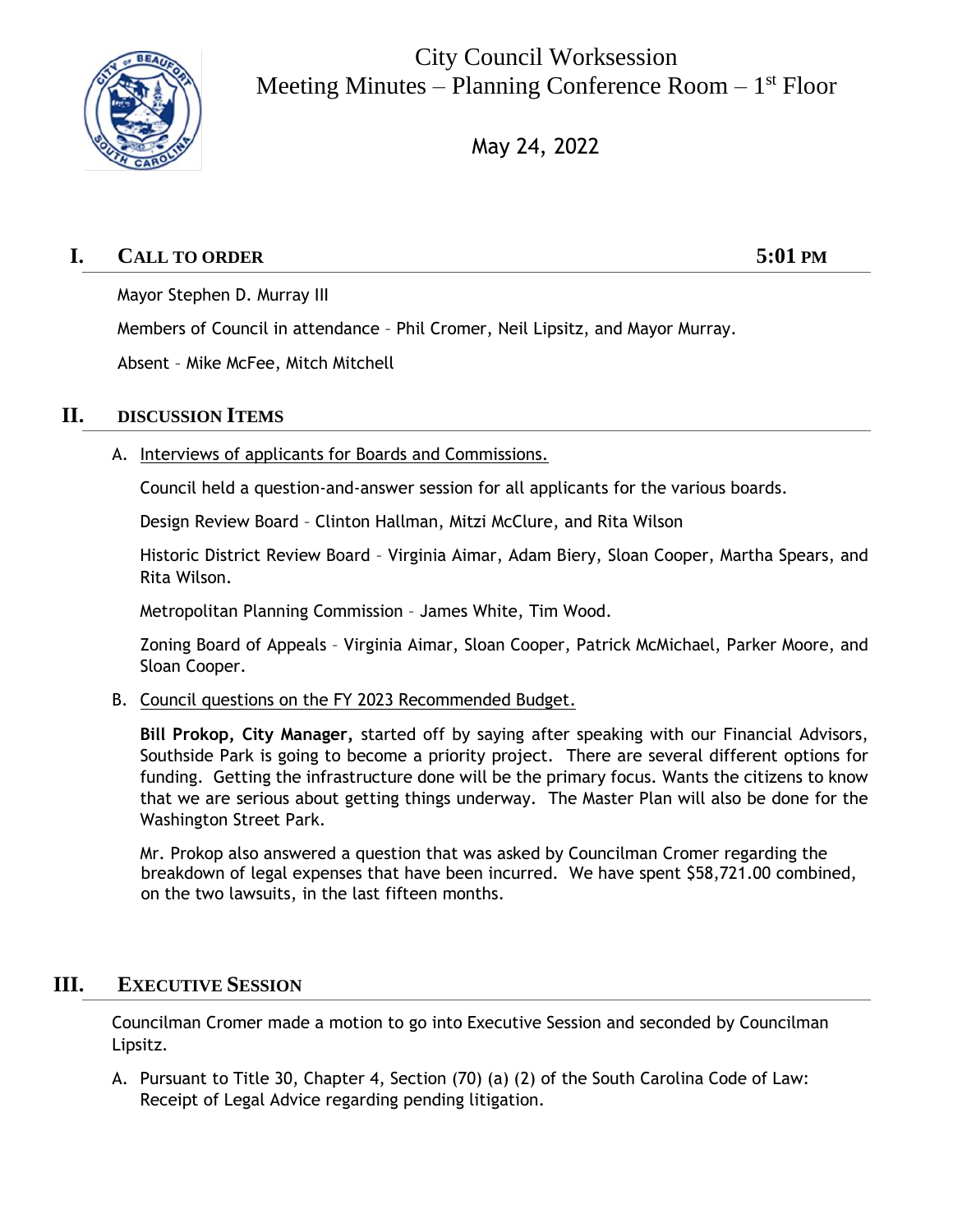# City Council Worksession

# Meeting Minutes – Planning Conference Room – 1st Floor

May 24, 2022

## I. Call to order — 5:01 PM

Mayor Stephen D. Murray III

Members of Council in attendance – Phil Cromer, Neil Lipsitz, and Mayor Murray.

Absent – Mike McFee, Mitch Mitchell

## II. DISCUSSION ITEMS

A. Interviews of applicants for Boards and Commissions.

Council held a question-and-answer session for all applicants for the various boards.

Design Review Board – Clinton Hallman, Mitzi McClure, and Rita Wilson

Historic District Review Board – Virginia Aimar, Adam Biery, Sloan Cooper, Martha Spears, and Rita Wilson.

Metropolitan Planning Commission – James White, Tim Wood.

Zoning Board of Appeals – Virginia Aimar, Sloan Cooper, Patrick McMichael, Parker Moore, and Sloan Cooper.

B. Council questions on the FY 2023 Recommended Budget.

**Bill Prokop, City Manager,** started off by saying after speaking with our Financial Advisors, Southside Park is going to become a priority project. There are several different options for funding. Getting the infrastructure done will be the primary focus. Wants the citizens to know that we are serious about getting things underway. The Master Plan will also be done for the Washington Street Park.

Mr. Prokop also answered a question that was asked by Councilman Cromer regarding the breakdown of legal expenses that have been incurred. We have spent $58,721.00 combined, on the two lawsuits, in the last fifteen months.

## III. Executive Session

Councilman Cromer made a motion to go into Executive Session and seconded by Councilman Lipsitz.

A. Pursuant to Title 30, Chapter 4, Section (70) (a) (2) of the South Carolina Code of Law: Receipt of Legal Advice regarding pending litigation.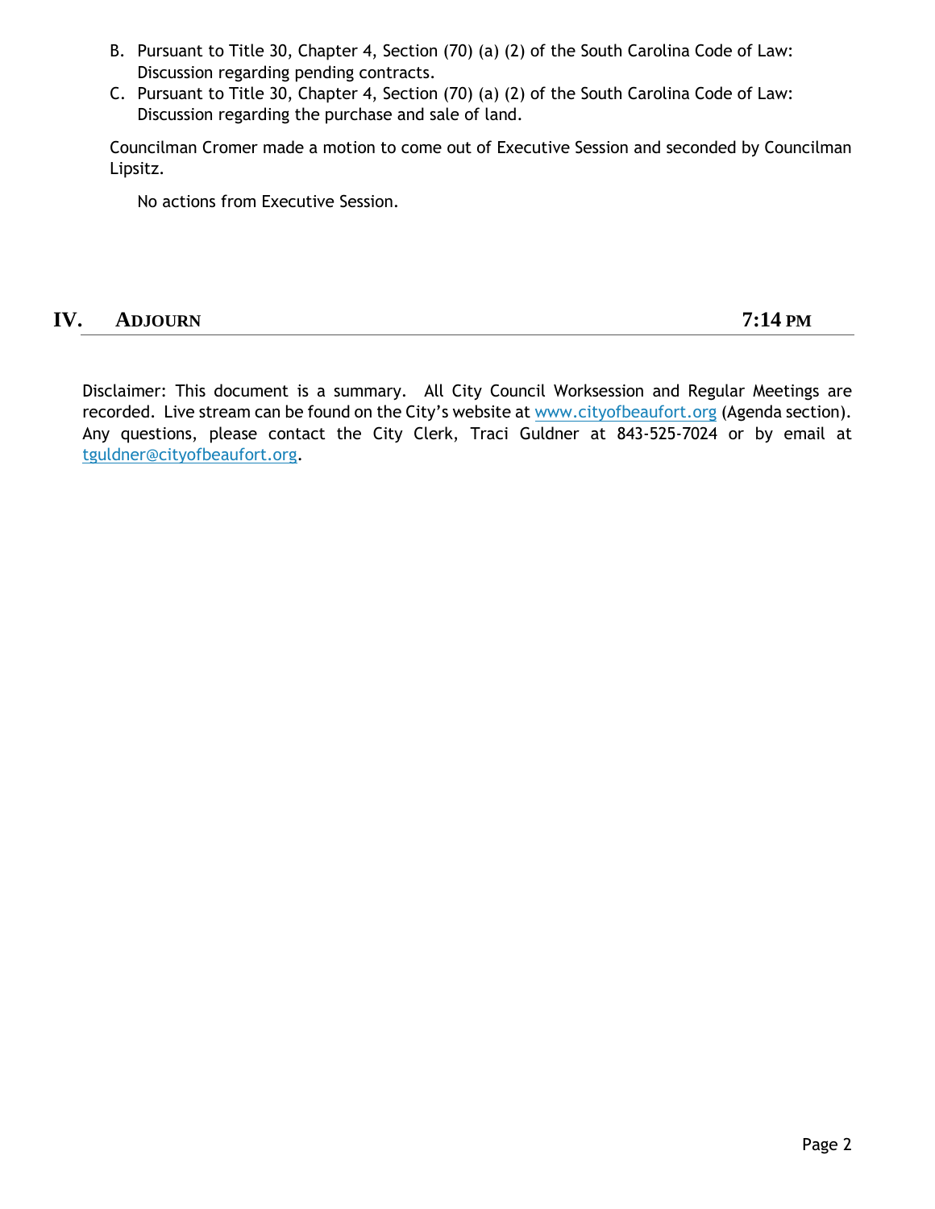B. Pursuant to Title 30, Chapter 4, Section (70) (a) (2) of the South Carolina Code of Law: Discussion regarding pending contracts.
C. Pursuant to Title 30, Chapter 4, Section (70) (a) (2) of the South Carolina Code of Law: Discussion regarding the purchase and sale of land.

Councilman Cromer made a motion to come out of Executive Session and seconded by Councilman Lipsitz.

No actions from Executive Session.

## IV. ADJOURN 7:14 PM

Disclaimer: This document is a summary. All City Council Worksession and Regular Meetings are recorded. Live stream can be found on the City's website at www.cityofbeaufort.org (Agenda section). Any questions, please contact the City Clerk, Traci Guldner at 843-525-7024 or by email at tguldner@cityofbeaufort.org.